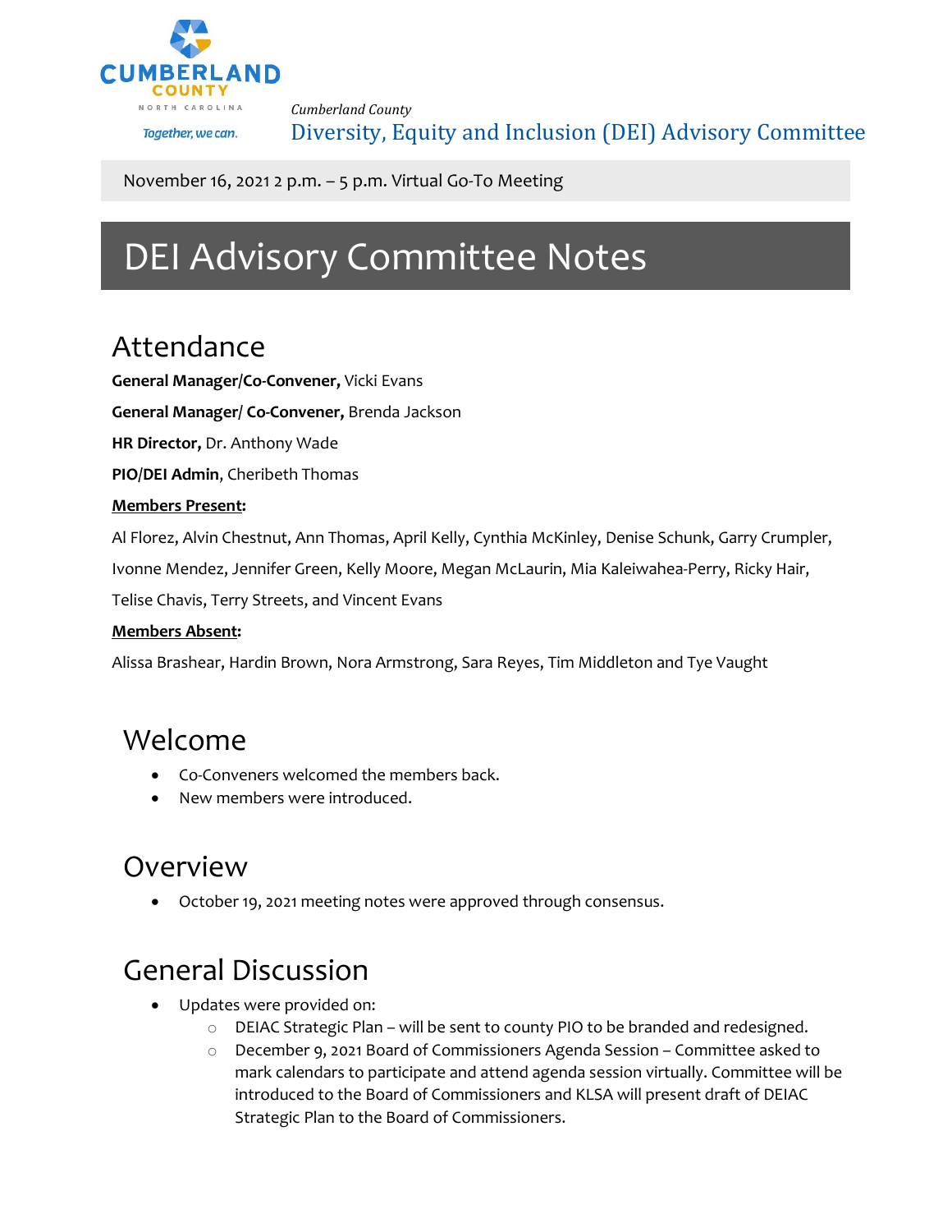Cumberland County

*Cumberland County*

Diversity, Equity and Inclusion (DEI) Advisory Committee

November 16, 2021 2 p.m. – 5 p.m. Virtual Go-To Meeting

# DEI Advisory Committee Notes

## Attendance

**General Manager/Co-Convener,** Vicki Evans

**General Manager/ Co-Convener,** Brenda Jackson

**HR Director,** Dr. Anthony Wade

**PIO/DEI Admin**, Cheribeth Thomas

**Members Present:**

Al Florez, Alvin Chestnut, Ann Thomas, April Kelly, Cynthia McKinley, Denise Schunk, Garry Crumpler, Ivonne Mendez, Jennifer Green, Kelly Moore, Megan McLaurin, Mia Kaleiwahea-Perry, Ricky Hair, Telise Chavis, Terry Streets, and Vincent Evans

**Members Absent:**

Alissa Brashear, Hardin Brown, Nora Armstrong, Sara Reyes, Tim Middleton and Tye Vaught

## Welcome

- Co-Conveners welcomed the members back.
- New members were introduced.

## Overview

- October 19, 2021 meeting notes were approved through consensus.

## General Discussion

- Updates were provided on:
  - DEIAC Strategic Plan – will be sent to county PIO to be branded and redesigned.
  - December 9, 2021 Board of Commissioners Agenda Session – Committee asked to mark calendars to participate and attend agenda session virtually. Committee will be introduced to the Board of Commissioners and KLSA will present draft of DEIAC Strategic Plan to the Board of Commissioners.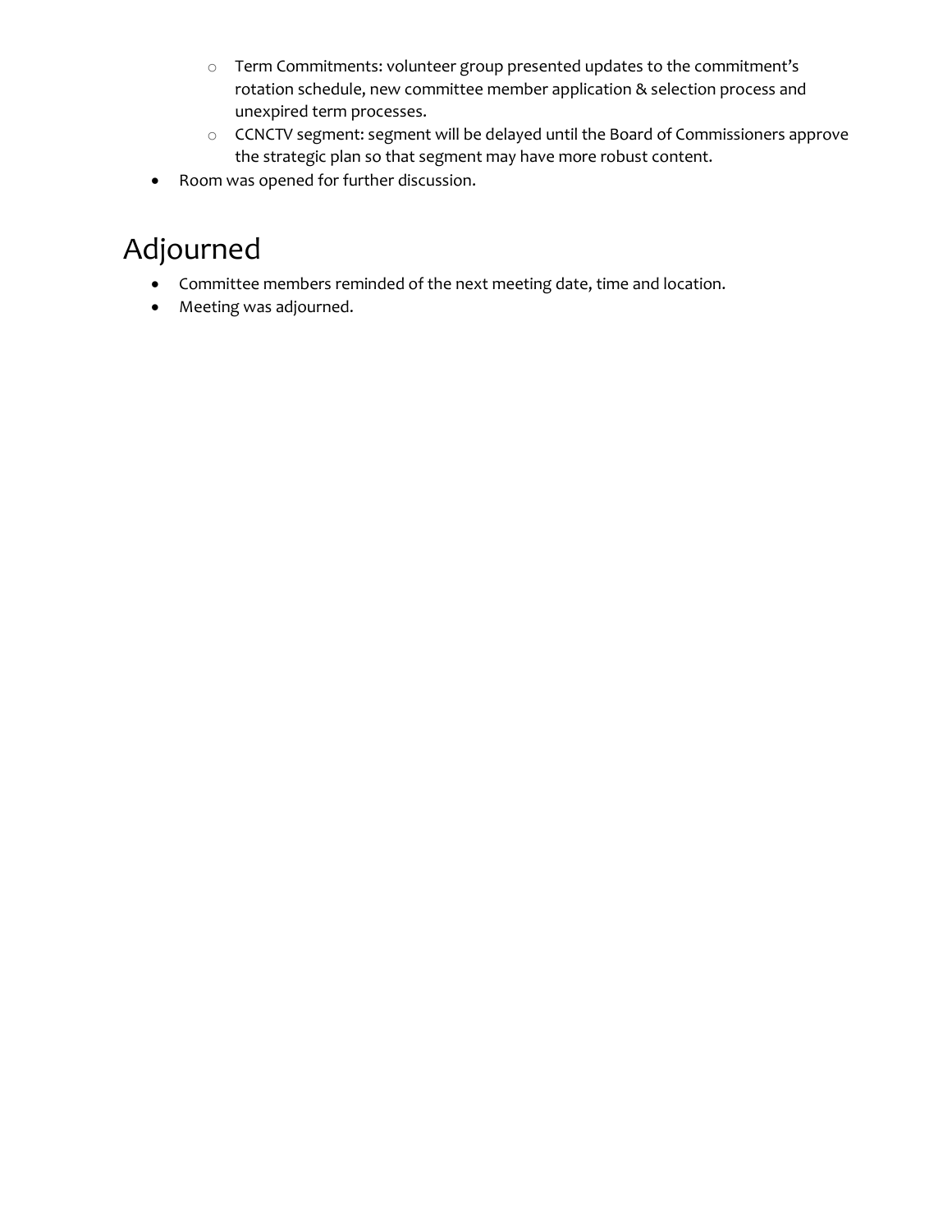- Term Commitments: volunteer group presented updates to the commitment's rotation schedule, new committee member application & selection process and unexpired term processes.
    - CCNCTV segment: segment will be delayed until the Board of Commissioners approve the strategic plan so that segment may have more robust content.
- Room was opened for further discussion.

# Adjourned

- Committee members reminded of the next meeting date, time and location.
- Meeting was adjourned.